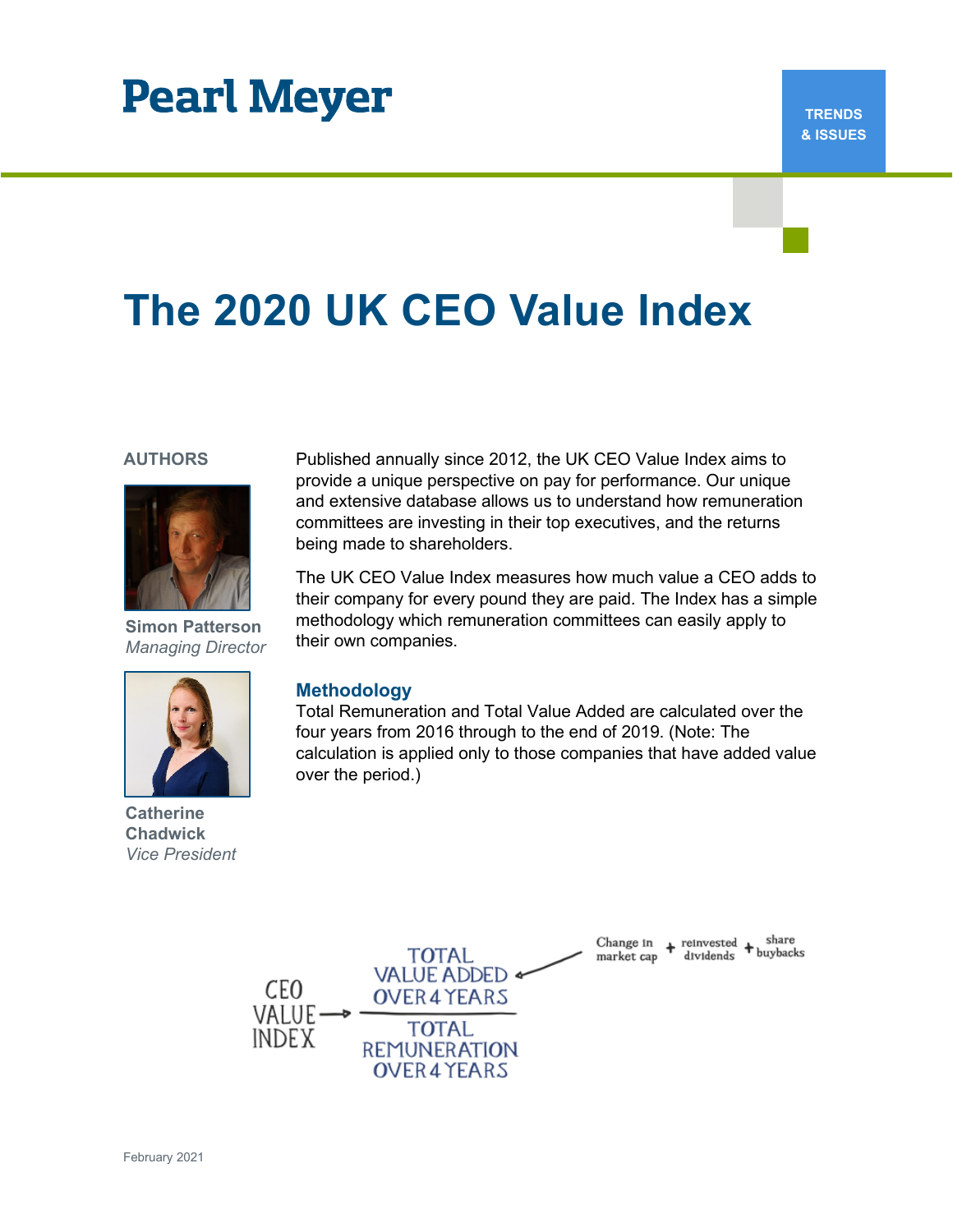Pearl Meyer

TRENDS & ISSUES

# The 2020 UK CEO Value Index

**AUTHORS**

**Simon Patterson**
*Managing Director*

**Catherine Chadwick**
*Vice President*

Published annually since 2012, the UK CEO Value Index aims to provide a unique perspective on pay for performance. Our unique and extensive database allows us to understand how remuneration committees are investing in their top executives, and the returns being made to shareholders.

The UK CEO Value Index measures how much value a CEO adds to their company for every pound they are paid. The Index has a simple methodology which remuneration committees can easily apply to their own companies.

## Methodology

Total Remuneration and Total Value Added are calculated over the four years from 2016 through to the end of 2019. (Note: The calculation is applied only to those companies that have added value over the period.)

$$\text{CEO VALUE INDEX} = \frac{\text{TOTAL VALUE ADDED OVER 4 YEARS}}{\text{TOTAL REMUNERATION OVER 4 YEARS}}$$

Total Value Added = Change in market cap + reinvested dividends + share buybacks

February 2021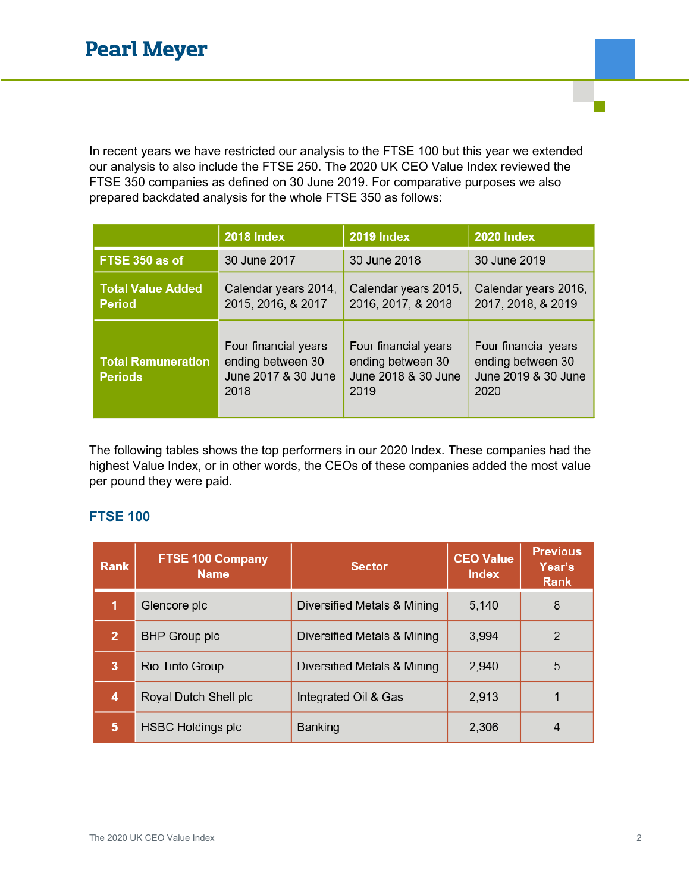In recent years we have restricted our analysis to the FTSE 100 but this year we extended our analysis to also include the FTSE 250. The 2020 UK CEO Value Index reviewed the FTSE 350 companies as defined on 30 June 2019. For comparative purposes we also prepared backdated analysis for the whole FTSE 350 as follows:

| | 2018 Index | 2019 Index | 2020 Index |
|---|---|---|---|
| **FTSE 350 as of** | 30 June 2017 | 30 June 2018 | 30 June 2019 |
| **Total Value Added Period** | Calendar years 2014, 2015, 2016, & 2017 | Calendar years 2015, 2016, 2017, & 2018 | Calendar years 2016, 2017, 2018, & 2019 |
| **Total Remuneration Periods** | Four financial years ending between 30 June 2017 & 30 June 2018 | Four financial years ending between 30 June 2018 & 30 June 2019 | Four financial years ending between 30 June 2019 & 30 June 2020 |

The following tables shows the top performers in our 2020 Index. These companies had the highest Value Index, or in other words, the CEOs of these companies added the most value per pound they were paid.

## FTSE 100

| Rank | FTSE 100 Company Name | Sector | CEO Value Index | Previous Year's Rank |
|---|---|---|---|---|
| 1 | Glencore plc | Diversified Metals & Mining | 5,140 | 8 |
| 2 | BHP Group plc | Diversified Metals & Mining | 3,994 | 2 |
| 3 | Rio Tinto Group | Diversified Metals & Mining | 2,940 | 5 |
| 4 | Royal Dutch Shell plc | Integrated Oil & Gas | 2,913 | 1 |
| 5 | HSBC Holdings plc | Banking | 2,306 | 4 |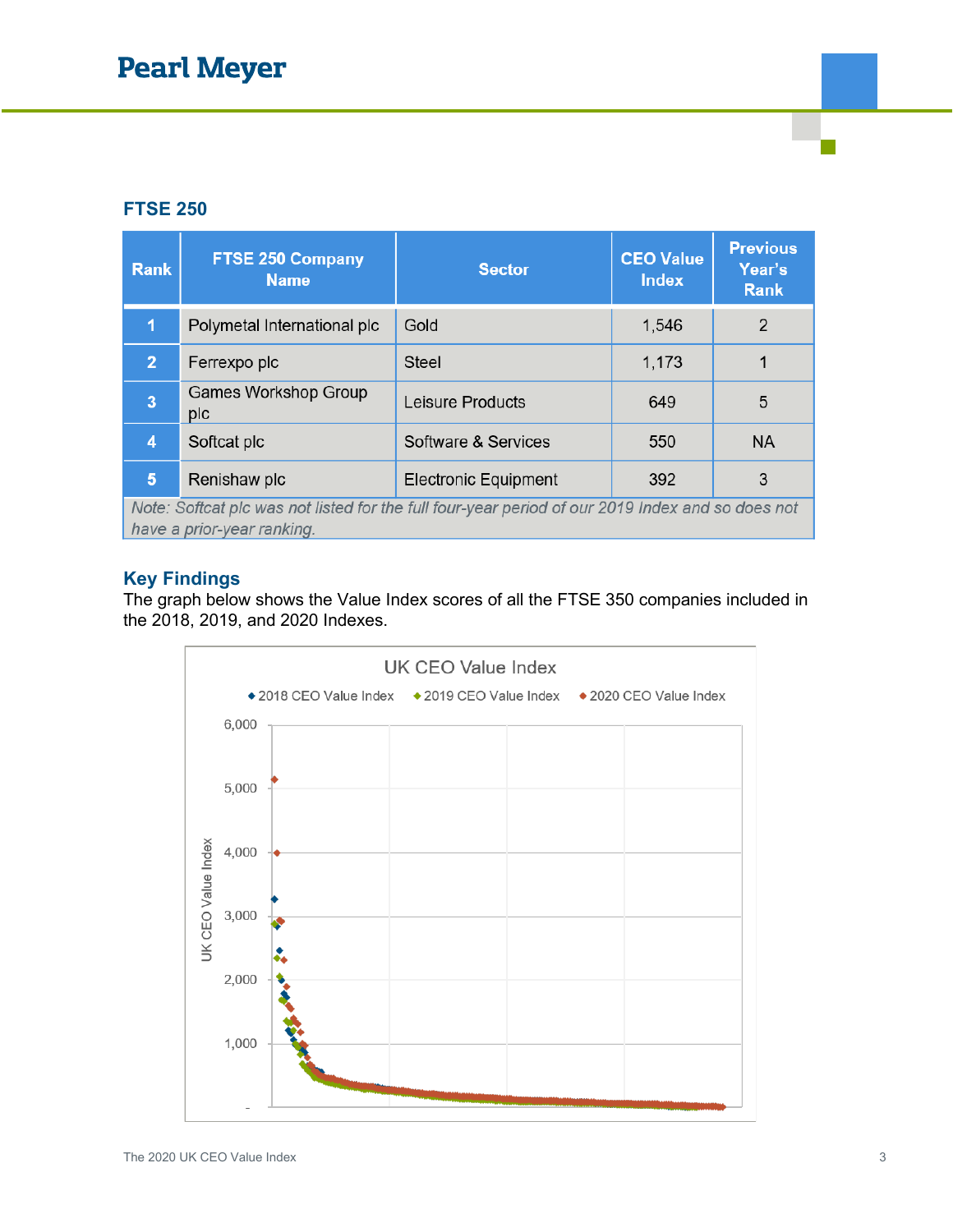## FTSE 250

| Rank | FTSE 250 Company Name | Sector | CEO Value Index | Previous Year's Rank |
|---|---|---|---|---|
| 1 | Polymetal International plc | Gold | 1,546 | 2 |
| 2 | Ferrexpo plc | Steel | 1,173 | 1 |
| 3 | Games Workshop Group plc | Leisure Products | 649 | 5 |
| 4 | Softcat plc | Software & Services | 550 | NA |
| 5 | Renishaw plc | Electronic Equipment | 392 | 3 |

*Note: Softcat plc was not listed for the full four-year period of our 2019 Index and so does not have a prior-year ranking.*

## Key Findings

The graph below shows the Value Index scores of all the FTSE 350 companies included in the 2018, 2019, and 2020 Indexes.

UK CEO Value Index

◆ 2018 CEO Value Index ◆ 2019 CEO Value Index ◆ 2020 CEO Value Index

UK CEO Value Index: 6,000; 5,000; 4,000; 3,000; 2,000; 1,000; -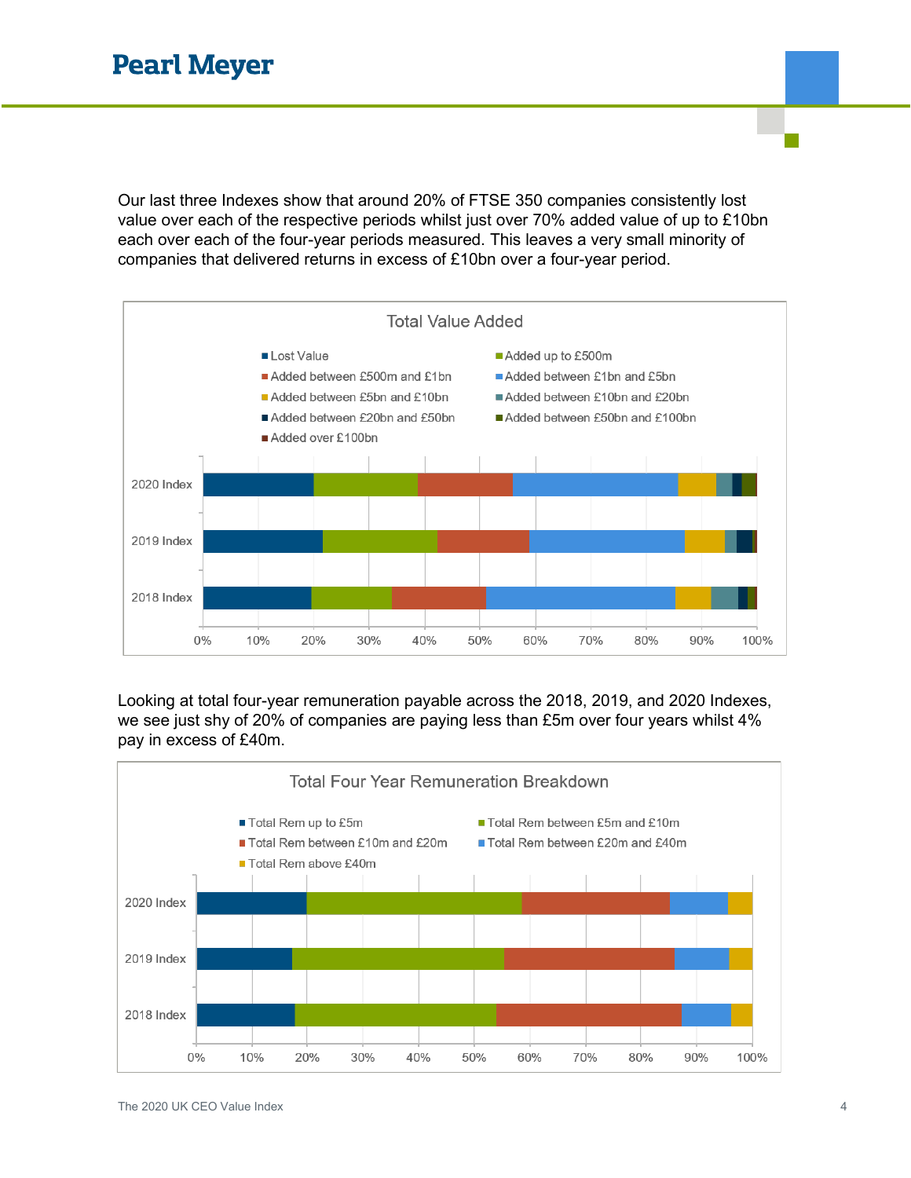Our last three Indexes show that around 20% of FTSE 350 companies consistently lost value over each of the respective periods whilst just over 70% added value of up to £10bn each over each of the four-year periods measured. This leaves a very small minority of companies that delivered returns in excess of £10bn over a four-year period.

**Total Value Added**

- Lost Value
- Added up to £500m
- Added between £500m and £1bn
- Added between £1bn and £5bn
- Added between £5bn and £10bn
- Added between £10bn and £20bn
- Added between £20bn and £50bn
- Added between £50bn and £100bn
- Added over £100bn

(Stacked bar chart: 2020 Index, 2019 Index, 2018 Index; x-axis 0%–100%)

Looking at total four-year remuneration payable across the 2018, 2019, and 2020 Indexes, we see just shy of 20% of companies are paying less than £5m over four years whilst 4% pay in excess of £40m.

**Total Four Year Remuneration Breakdown**

- Total Rem up to £5m
- Total Rem between £5m and £10m
- Total Rem between £10m and £20m
- Total Rem between £20m and £40m
- Total Rem above £40m

(Stacked bar chart: 2020 Index, 2019 Index, 2018 Index; x-axis 0%–100%)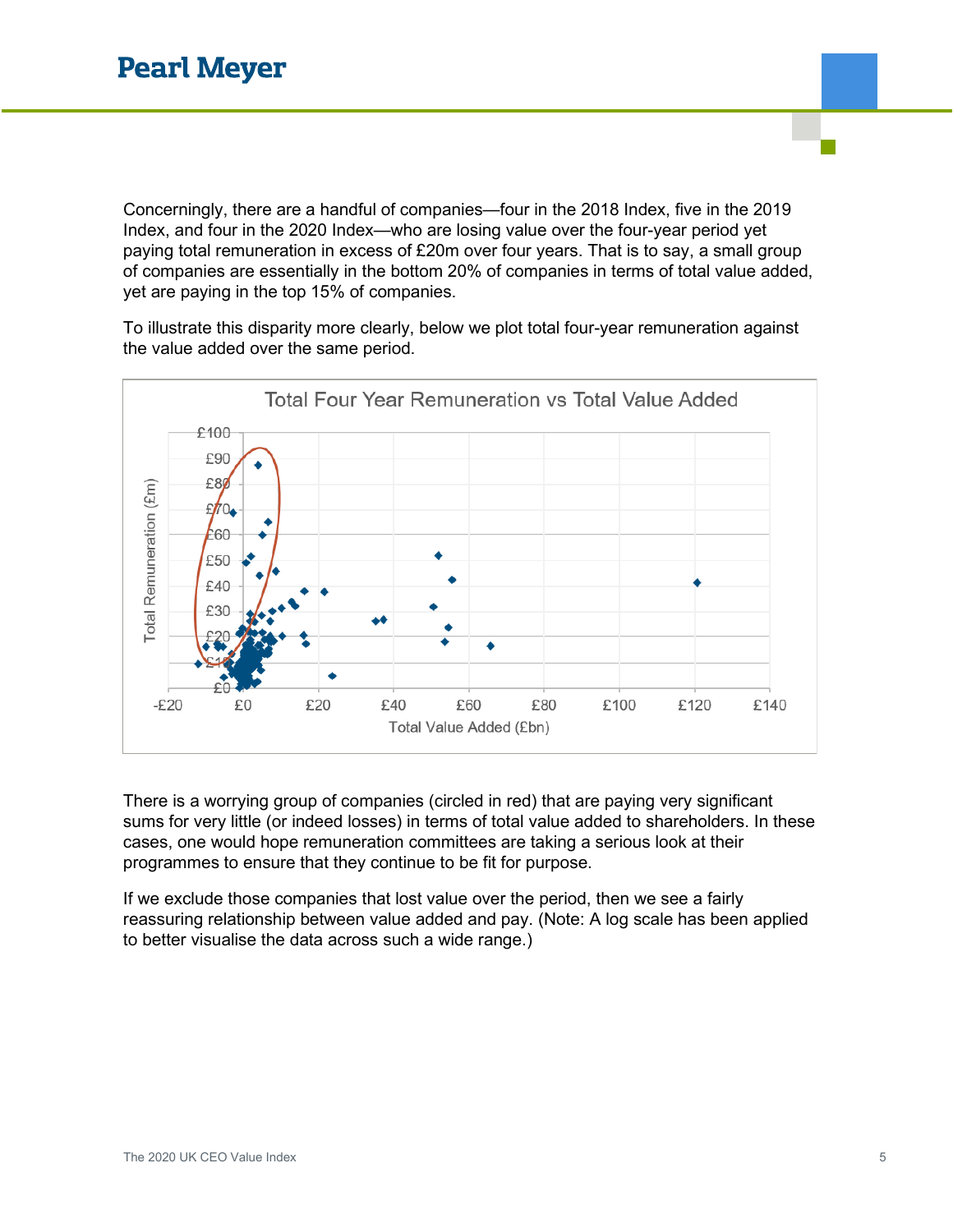Concerningly, there are a handful of companies—four in the 2018 Index, five in the 2019 Index, and four in the 2020 Index—who are losing value over the four-year period yet paying total remuneration in excess of £20m over four years. That is to say, a small group of companies are essentially in the bottom 20% of companies in terms of total value added, yet are paying in the top 15% of companies.

To illustrate this disparity more clearly, below we plot total four-year remuneration against the value added over the same period.

There is a worrying group of companies (circled in red) that are paying very significant sums for very little (or indeed losses) in terms of total value added to shareholders. In these cases, one would hope remuneration committees are taking a serious look at their programmes to ensure that they continue to be fit for purpose.

If we exclude those companies that lost value over the period, then we see a fairly reassuring relationship between value added and pay. (Note: A log scale has been applied to better visualise the data across such a wide range.)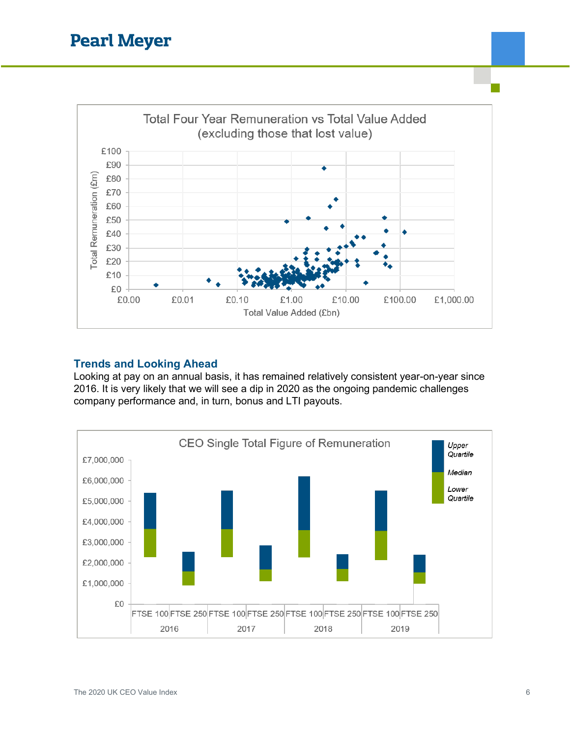Total Four Year Remuneration vs Total Value Added (excluding those that lost value)

## Trends and Looking Ahead

Looking at pay on an annual basis, it has remained relatively consistent year-on-year since 2016. It is very likely that we will see a dip in 2020 as the ongoing pandemic challenges company performance and, in turn, bonus and LTI payouts.

CEO Single Total Figure of Remuneration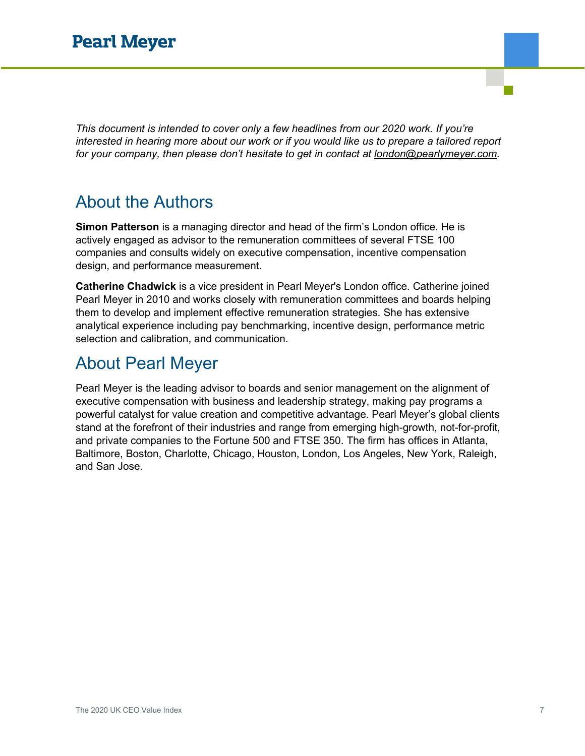*This document is intended to cover only a few headlines from our 2020 work. If you're interested in hearing more about our work or if you would like us to prepare a tailored report for your company, then please don't hesitate to get in contact at london@pearlymeyer.com.*

## About the Authors

**Simon Patterson** is a managing director and head of the firm's London office. He is actively engaged as advisor to the remuneration committees of several FTSE 100 companies and consults widely on executive compensation, incentive compensation design, and performance measurement.

**Catherine Chadwick** is a vice president in Pearl Meyer's London office. Catherine joined Pearl Meyer in 2010 and works closely with remuneration committees and boards helping them to develop and implement effective remuneration strategies. She has extensive analytical experience including pay benchmarking, incentive design, performance metric selection and calibration, and communication.

## About Pearl Meyer

Pearl Meyer is the leading advisor to boards and senior management on the alignment of executive compensation with business and leadership strategy, making pay programs a powerful catalyst for value creation and competitive advantage. Pearl Meyer's global clients stand at the forefront of their industries and range from emerging high-growth, not-for-profit, and private companies to the Fortune 500 and FTSE 350. The firm has offices in Atlanta, Baltimore, Boston, Charlotte, Chicago, Houston, London, Los Angeles, New York, Raleigh, and San Jose.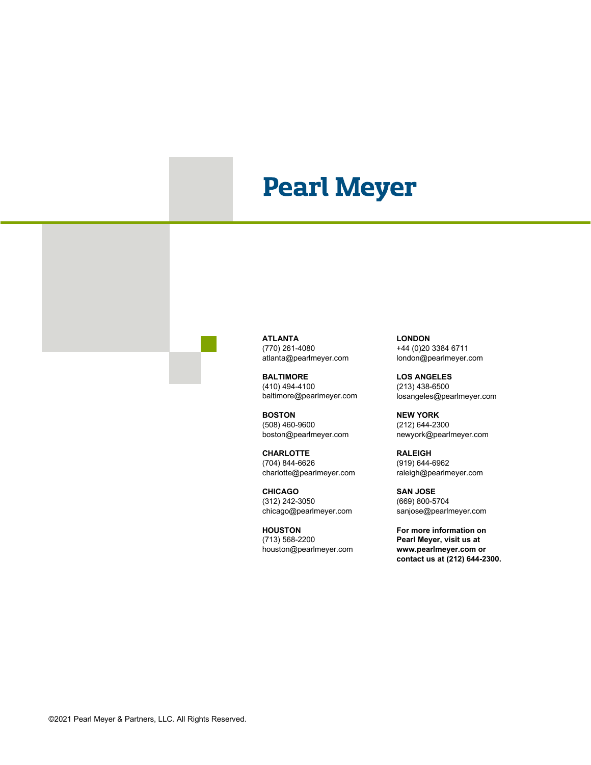# Pearl Meyer

**ATLANTA**
(770) 261-4080
atlanta@pearlmeyer.com

**BALTIMORE**
(410) 494-4100
baltimore@pearlmeyer.com

**BOSTON**
(508) 460-9600
boston@pearlmeyer.com

**CHARLOTTE**
(704) 844-6626
charlotte@pearlmeyer.com

**CHICAGO**
(312) 242-3050
chicago@pearlmeyer.com

**HOUSTON**
(713) 568-2200
houston@pearlmeyer.com

**LONDON**
+44 (0)20 3384 6711
london@pearlmeyer.com

**LOS ANGELES**
(213) 438-6500
losangeles@pearlmeyer.com

**NEW YORK**
(212) 644-2300
newyork@pearlmeyer.com

**RALEIGH**
(919) 644-6962
raleigh@pearlmeyer.com

**SAN JOSE**
(669) 800-5704
sanjose@pearlmeyer.com

**For more information on Pearl Meyer, visit us at www.pearlmeyer.com or contact us at (212) 644-2300.**

©2021 Pearl Meyer & Partners, LLC. All Rights Reserved.